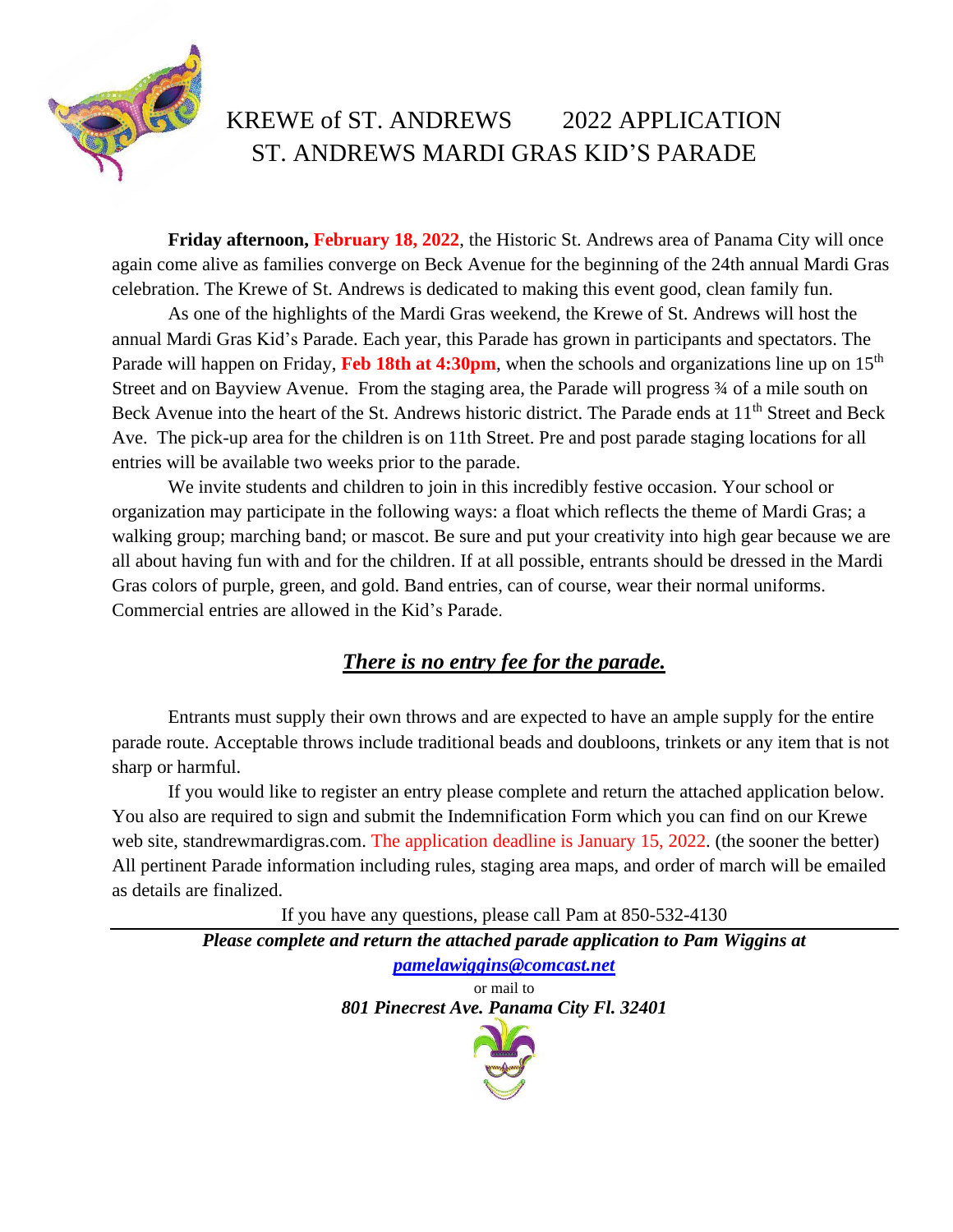# KREWE of ST. ANDREWS 2022 APPLICATION

## ST. ANDREWS MARDI GRAS KID'S PARADE

**Friday afternoon, February 18, 2022**, the Historic St. Andrews area of Panama City will once again come alive as families converge on Beck Avenue for the beginning of the 24th annual Mardi Gras celebration. The Krewe of St. Andrews is dedicated to making this event good, clean family fun.

As one of the highlights of the Mardi Gras weekend, the Krewe of St. Andrews will host the annual Mardi Gras Kid's Parade. Each year, this Parade has grown in participants and spectators. The Parade will happen on Friday, **Feb 18th at 4:30pm**, when the schools and organizations line up on 15th Street and on Bayview Avenue. From the staging area, the Parade will progress ¾ of a mile south on Beck Avenue into the heart of the St. Andrews historic district. The Parade ends at 11th Street and Beck Ave. The pick-up area for the children is on 11th Street. Pre and post parade staging locations for all entries will be available two weeks prior to the parade.

We invite students and children to join in this incredibly festive occasion. Your school or organization may participate in the following ways: a float which reflects the theme of Mardi Gras; a walking group; marching band; or mascot. Be sure and put your creativity into high gear because we are all about having fun with and for the children. If at all possible, entrants should be dressed in the Mardi Gras colors of purple, green, and gold. Band entries, can of course, wear their normal uniforms. Commercial entries are allowed in the Kid's Parade.

***There is no entry fee for the parade.***

Entrants must supply their own throws and are expected to have an ample supply for the entire parade route. Acceptable throws include traditional beads and doubloons, trinkets or any item that is not sharp or harmful.

If you would like to register an entry please complete and return the attached application below. You also are required to sign and submit the Indemnification Form which you can find on our Krewe web site, standrewmardigras.com. The application deadline is January 15, 2022. (the sooner the better) All pertinent Parade information including rules, staging area maps, and order of march will be emailed as details are finalized.

If you have any questions, please call Pam at 850-532-4130

---

***Please complete and return the attached parade application to Pam Wiggins at***

***pamelawiggins@comcast.net***

or mail to

***801 Pinecrest Ave. Panama City Fl. 32401***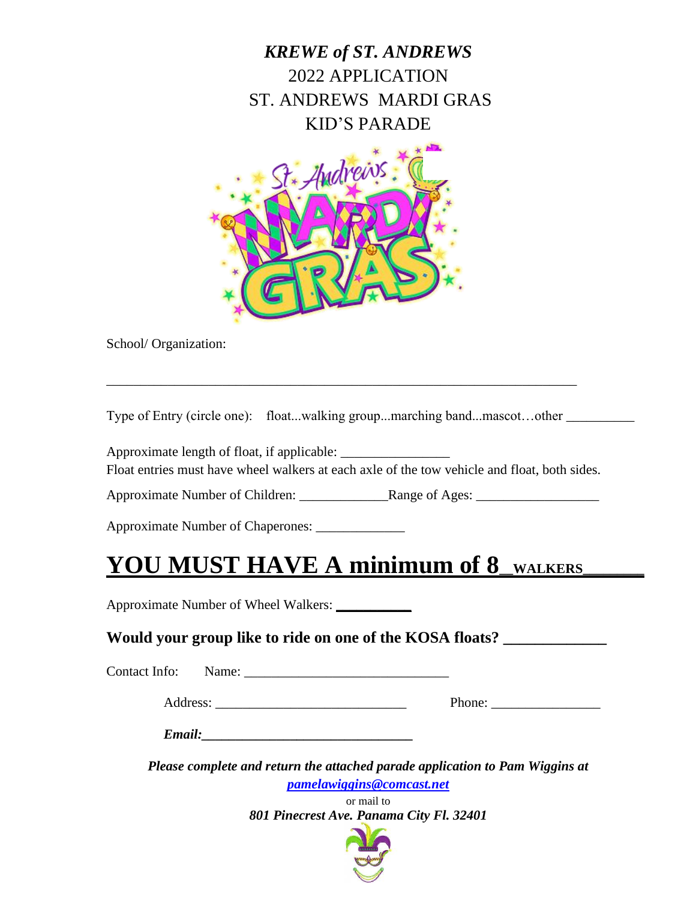***KREWE of ST. ANDREWS***
2022 APPLICATION
ST. ANDREWS MARDI GRAS
KID'S PARADE

School/ Organization:

______________________________________________________________________

Type of Entry (circle one): float...walking group...marching band...mascot…other __________

Approximate length of float, if applicable: ________________
Float entries must have wheel walkers at each axle of the tow vehicle and float, both sides.

Approximate Number of Children: _____________Range of Ages: __________________

Approximate Number of Chaperones: _____________

# YOU MUST HAVE A minimum of 8_WALKERS______

Approximate Number of Wheel Walkers: __________

**Would your group like to ride on one of the KOSA floats? _____________**

Contact Info: Name: ______________________________

Address: ____________________________ Phone: ________________

***Email:*** _______________________________

***Please complete and return the attached parade application to Pam Wiggins at***
***pamelawiggins@comcast.net***
or mail to
***801 Pinecrest Ave. Panama City Fl. 32401***